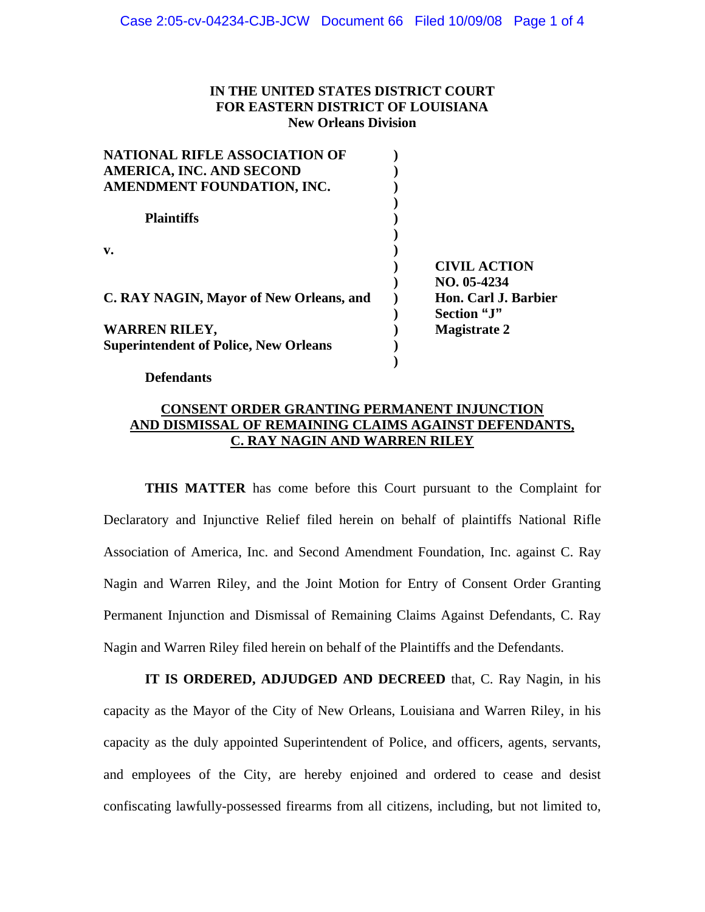**IN THE UNITED STATES DISTRICT COURT**
**FOR EASTERN DISTRICT OF LOUISIANA**
**New Orleans Division**

| | | |
|---|---|---|
| **NATIONAL RIFLE ASSOCIATION OF AMERICA, INC. AND SECOND AMENDMENT FOUNDATION, INC.** | ) | |
| **Plaintiffs** | ) | |
| **v.** | ) | |
| | ) | **CIVIL ACTION NO. 05-4234** |
| **C. RAY NAGIN, Mayor of New Orleans, and** | ) | **Hon. Carl J. Barbier** |
| | ) | **Section "J"** |
| **WARREN RILEY, Superintendent of Police, New Orleans** | ) | **Magistrate 2** |
| **Defendants** | ) | |

**CONSENT ORDER GRANTING PERMANENT INJUNCTION AND DISMISSAL OF REMAINING CLAIMS AGAINST DEFENDANTS, C. RAY NAGIN AND WARREN RILEY**

**THIS MATTER** has come before this Court pursuant to the Complaint for Declaratory and Injunctive Relief filed herein on behalf of plaintiffs National Rifle Association of America, Inc. and Second Amendment Foundation, Inc. against C. Ray Nagin and Warren Riley, and the Joint Motion for Entry of Consent Order Granting Permanent Injunction and Dismissal of Remaining Claims Against Defendants, C. Ray Nagin and Warren Riley filed herein on behalf of the Plaintiffs and the Defendants.

**IT IS ORDERED, ADJUDGED AND DECREED** that, C. Ray Nagin, in his capacity as the Mayor of the City of New Orleans, Louisiana and Warren Riley, in his capacity as the duly appointed Superintendent of Police, and officers, agents, servants, and employees of the City, are hereby enjoined and ordered to cease and desist confiscating lawfully-possessed firearms from all citizens, including, but not limited to,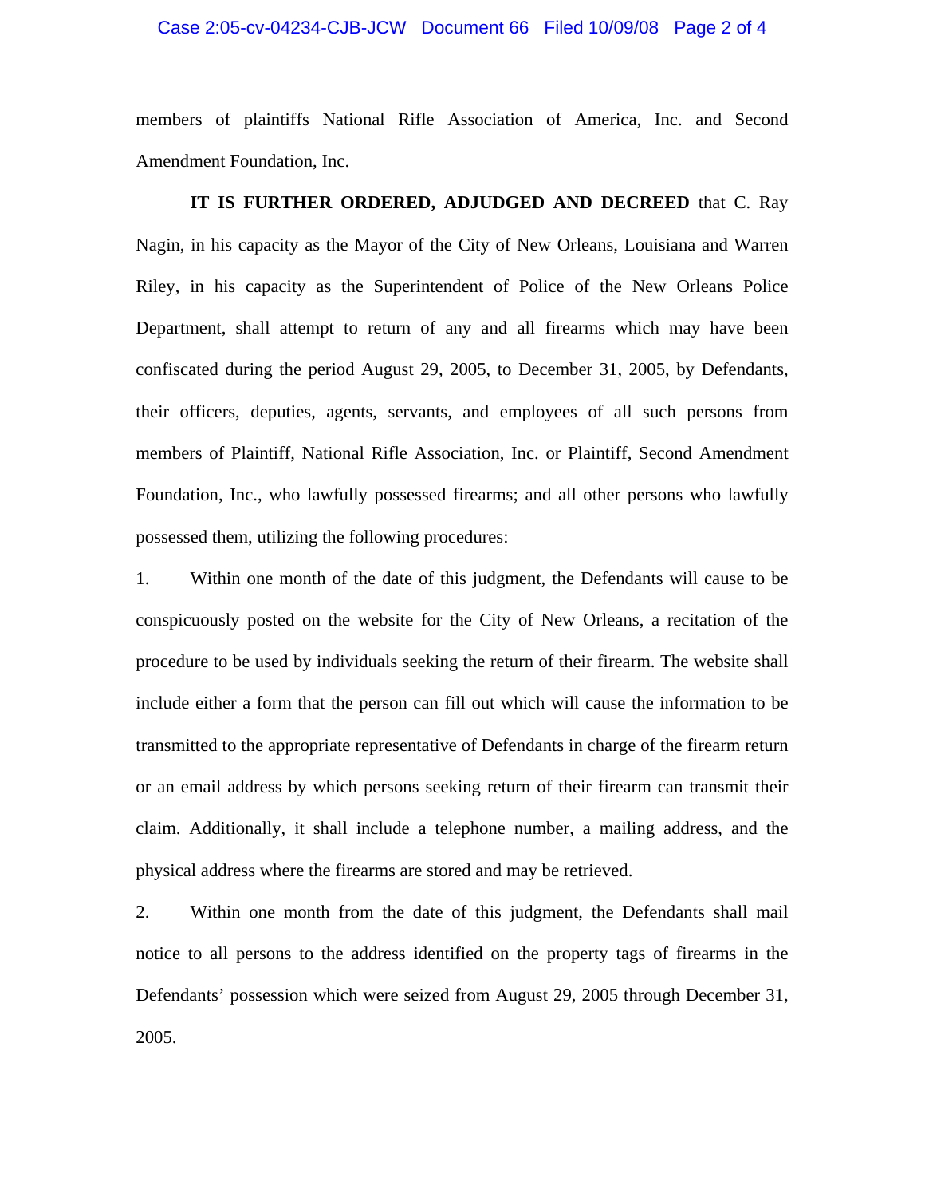members of plaintiffs National Rifle Association of America, Inc. and Second Amendment Foundation, Inc.

**IT IS FURTHER ORDERED, ADJUDGED AND DECREED** that C. Ray Nagin, in his capacity as the Mayor of the City of New Orleans, Louisiana and Warren Riley, in his capacity as the Superintendent of Police of the New Orleans Police Department, shall attempt to return of any and all firearms which may have been confiscated during the period August 29, 2005, to December 31, 2005, by Defendants, their officers, deputies, agents, servants, and employees of all such persons from members of Plaintiff, National Rifle Association, Inc. or Plaintiff, Second Amendment Foundation, Inc., who lawfully possessed firearms; and all other persons who lawfully possessed them, utilizing the following procedures:

1. Within one month of the date of this judgment, the Defendants will cause to be conspicuously posted on the website for the City of New Orleans, a recitation of the procedure to be used by individuals seeking the return of their firearm. The website shall include either a form that the person can fill out which will cause the information to be transmitted to the appropriate representative of Defendants in charge of the firearm return or an email address by which persons seeking return of their firearm can transmit their claim. Additionally, it shall include a telephone number, a mailing address, and the physical address where the firearms are stored and may be retrieved.

2. Within one month from the date of this judgment, the Defendants shall mail notice to all persons to the address identified on the property tags of firearms in the Defendants' possession which were seized from August 29, 2005 through December 31, 2005.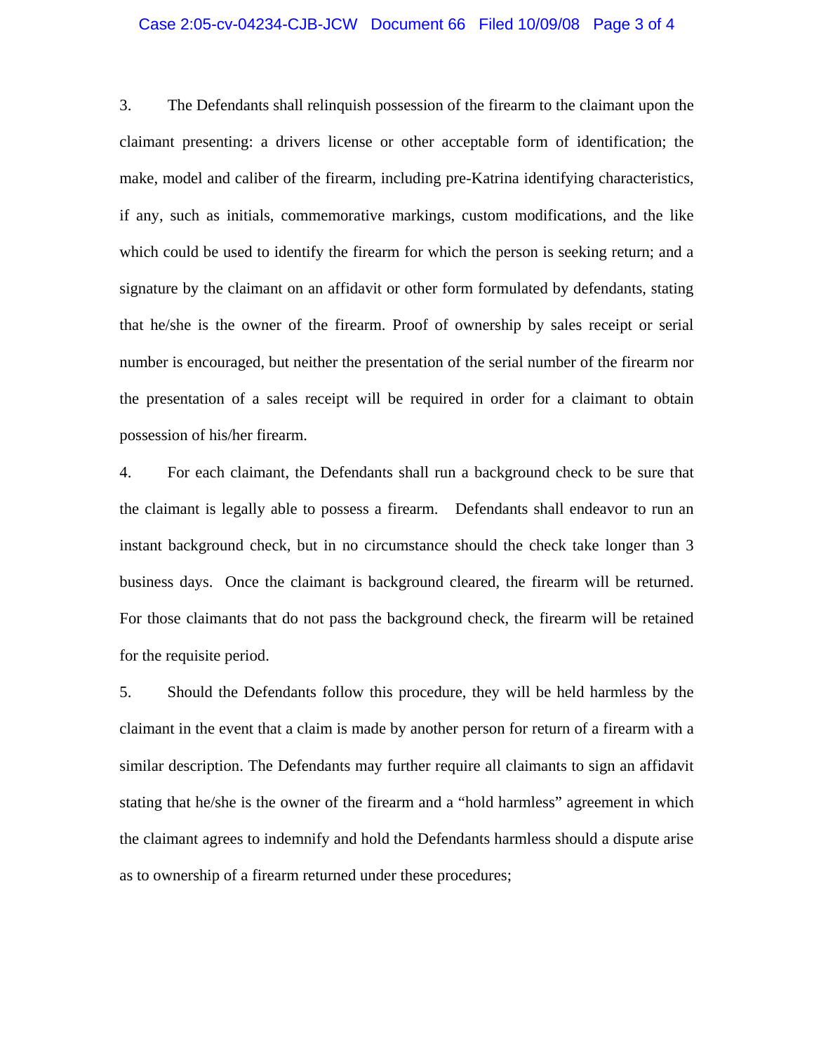3. The Defendants shall relinquish possession of the firearm to the claimant upon the claimant presenting: a drivers license or other acceptable form of identification; the make, model and caliber of the firearm, including pre-Katrina identifying characteristics, if any, such as initials, commemorative markings, custom modifications, and the like which could be used to identify the firearm for which the person is seeking return; and a signature by the claimant on an affidavit or other form formulated by defendants, stating that he/she is the owner of the firearm. Proof of ownership by sales receipt or serial number is encouraged, but neither the presentation of the serial number of the firearm nor the presentation of a sales receipt will be required in order for a claimant to obtain possession of his/her firearm.

4. For each claimant, the Defendants shall run a background check to be sure that the claimant is legally able to possess a firearm. Defendants shall endeavor to run an instant background check, but in no circumstance should the check take longer than 3 business days. Once the claimant is background cleared, the firearm will be returned. For those claimants that do not pass the background check, the firearm will be retained for the requisite period.

5. Should the Defendants follow this procedure, they will be held harmless by the claimant in the event that a claim is made by another person for return of a firearm with a similar description. The Defendants may further require all claimants to sign an affidavit stating that he/she is the owner of the firearm and a "hold harmless" agreement in which the claimant agrees to indemnify and hold the Defendants harmless should a dispute arise as to ownership of a firearm returned under these procedures;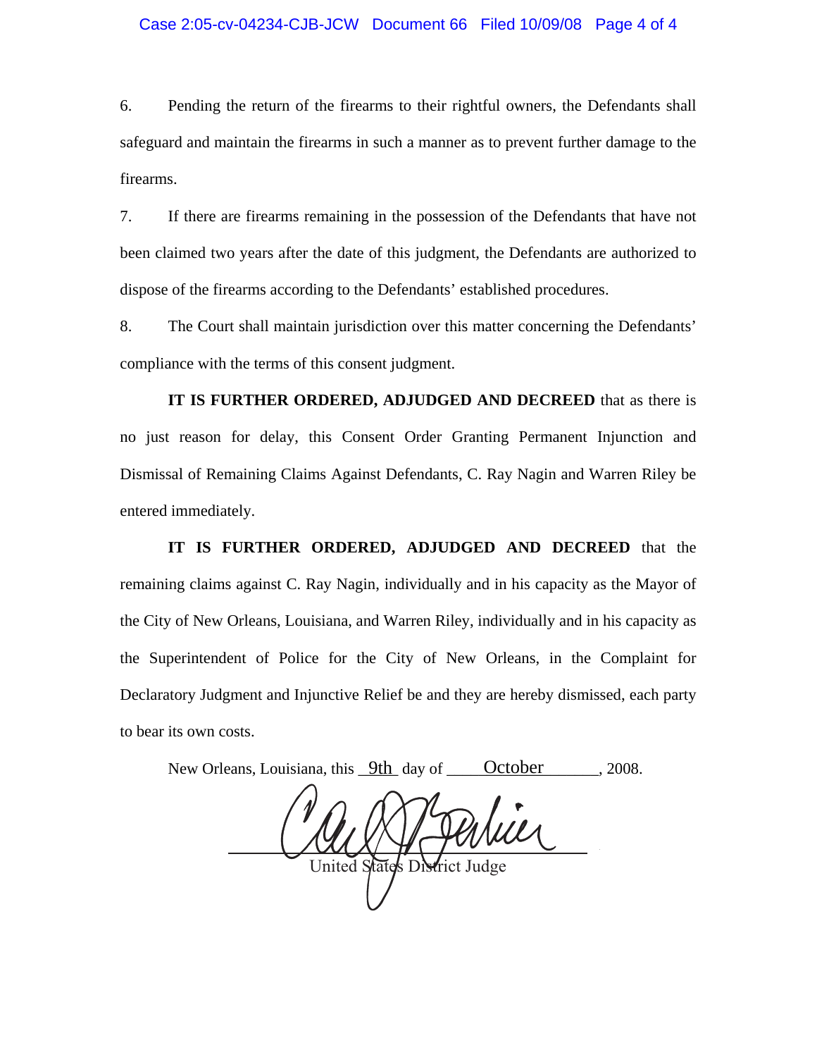6. Pending the return of the firearms to their rightful owners, the Defendants shall safeguard and maintain the firearms in such a manner as to prevent further damage to the firearms.

7. If there are firearms remaining in the possession of the Defendants that have not been claimed two years after the date of this judgment, the Defendants are authorized to dispose of the firearms according to the Defendants' established procedures.

8. The Court shall maintain jurisdiction over this matter concerning the Defendants' compliance with the terms of this consent judgment.

**IT IS FURTHER ORDERED, ADJUDGED AND DECREED** that as there is no just reason for delay, this Consent Order Granting Permanent Injunction and Dismissal of Remaining Claims Against Defendants, C. Ray Nagin and Warren Riley be entered immediately.

**IT IS FURTHER ORDERED, ADJUDGED AND DECREED** that the remaining claims against C. Ray Nagin, individually and in his capacity as the Mayor of the City of New Orleans, Louisiana, and Warren Riley, individually and in his capacity as the Superintendent of Police for the City of New Orleans, in the Complaint for Declaratory Judgment and Injunctive Relief be and they are hereby dismissed, each party to bear its own costs.

New Orleans, Louisiana, this 9th day of October, 2008.

United States District Judge